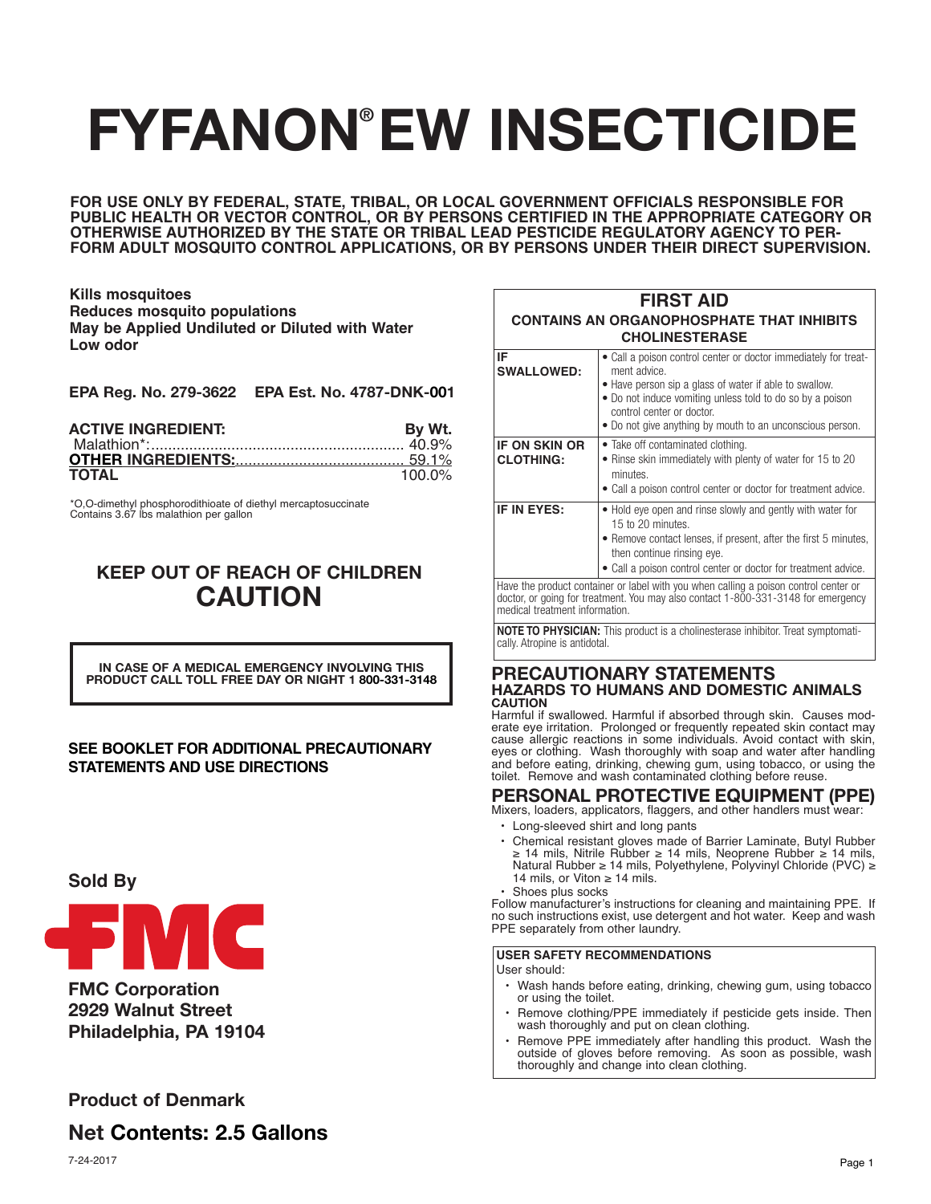# FYFANON® EW INSECTICIDE

**FOR USE ONLY BY FEDERAL, STATE, TRIBAL, OR LOCAL GOVERNMENT OFFICIALS RESPONSIBLE FOR PUBLIC HEALTH OR VECTOR CONTROL, OR BY PERSONS CERTIFIED IN THE APPROPRIATE CATEGORY OR OTHERWISE AUTHORIZED BY THE STATE OR TRIBAL LEAD PESTICIDE REGULATORY AGENCY TO PERFORM ADULT MOSQUITO CONTROL APPLICATIONS, OR BY PERSONS UNDER THEIR DIRECT SUPERVISION.**

**Kills mosquitoes**
**Reduces mosquito populations**
**May be Applied Undiluted or Diluted with Water**
**Low odor**

**EPA Reg. No. 279-3622 EPA Est. No. 4787-DNK-001**

| **ACTIVE INGREDIENT:** | **By Wt.** |
|---|---|
| Malathion*: | 40.9% |
| **OTHER INGREDIENTS:** | 59.1% |
| **TOTAL** | 100.0% |

*O,O-dimethyl phosphorodithioate of diethyl mercaptosuccinate
Contains 3.67 lbs malathion per gallon

## KEEP OUT OF REACH OF CHILDREN
## CAUTION

**IN CASE OF A MEDICAL EMERGENCY INVOLVING THIS PRODUCT CALL TOLL FREE DAY OR NIGHT 1 800-331-3148**

**SEE BOOKLET FOR ADDITIONAL PRECAUTIONARY STATEMENTS AND USE DIRECTIONS**

**Sold By**

**FMC**

**FMC Corporation**
**2929 Walnut Street**
**Philadelphia, PA 19104**

**Product of Denmark**

**Net Contents: 2.5 Gallons**

7-24-2017

## FIRST AID

**CONTAINS AN ORGANOPHOSPHATE THAT INHIBITS CHOLINESTERASE**

| | |
|---|---|
| **IF SWALLOWED:** | • Call a poison control center or doctor immediately for treatment advice. • Have person sip a glass of water if able to swallow. • Do not induce vomiting unless told to do so by a poison control center or doctor. • Do not give anything by mouth to an unconscious person. |
| **IF ON SKIN OR CLOTHING:** | • Take off contaminated clothing. • Rinse skin immediately with plenty of water for 15 to 20 minutes. • Call a poison control center or doctor for treatment advice. |
| **IF IN EYES:** | • Hold eye open and rinse slowly and gently with water for 15 to 20 minutes. • Remove contact lenses, if present, after the first 5 minutes, then continue rinsing eye. • Call a poison control center or doctor for treatment advice. |

Have the product container or label with you when calling a poison control center or doctor, or going for treatment. You may also contact 1-800-331-3148 for emergency medical treatment information.

**NOTE TO PHYSICIAN:** This product is a cholinesterase inhibitor. Treat symptomatically. Atropine is antidotal.

## PRECAUTIONARY STATEMENTS

### HAZARDS TO HUMANS AND DOMESTIC ANIMALS

**CAUTION**

Harmful if swallowed. Harmful if absorbed through skin. Causes moderate eye irritation. Prolonged or frequently repeated skin contact may cause allergic reactions in some individuals. Avoid contact with skin, eyes or clothing. Wash thoroughly with soap and water after handling and before eating, drinking, chewing gum, using tobacco, or using the toilet. Remove and wash contaminated clothing before reuse.

### PERSONAL PROTECTIVE EQUIPMENT (PPE)

Mixers, loaders, applicators, flaggers, and other handlers must wear:

- Long-sleeved shirt and long pants
- Chemical resistant gloves made of Barrier Laminate, Butyl Rubber ≥ 14 mils, Nitrile Rubber ≥ 14 mils, Neoprene Rubber ≥ 14 mils, Natural Rubber ≥ 14 mils, Polyethylene, Polyvinyl Chloride (PVC) ≥ 14 mils, or Viton ≥ 14 mils.
- Shoes plus socks

Follow manufacturer's instructions for cleaning and maintaining PPE. If no such instructions exist, use detergent and hot water. Keep and wash PPE separately from other laundry.

**USER SAFETY RECOMMENDATIONS**

User should:

- Wash hands before eating, drinking, chewing gum, using tobacco or using the toilet.
- Remove clothing/PPE immediately if pesticide gets inside. Then wash thoroughly and put on clean clothing.
- Remove PPE immediately after handling this product. Wash the outside of gloves before removing. As soon as possible, wash thoroughly and change into clean clothing.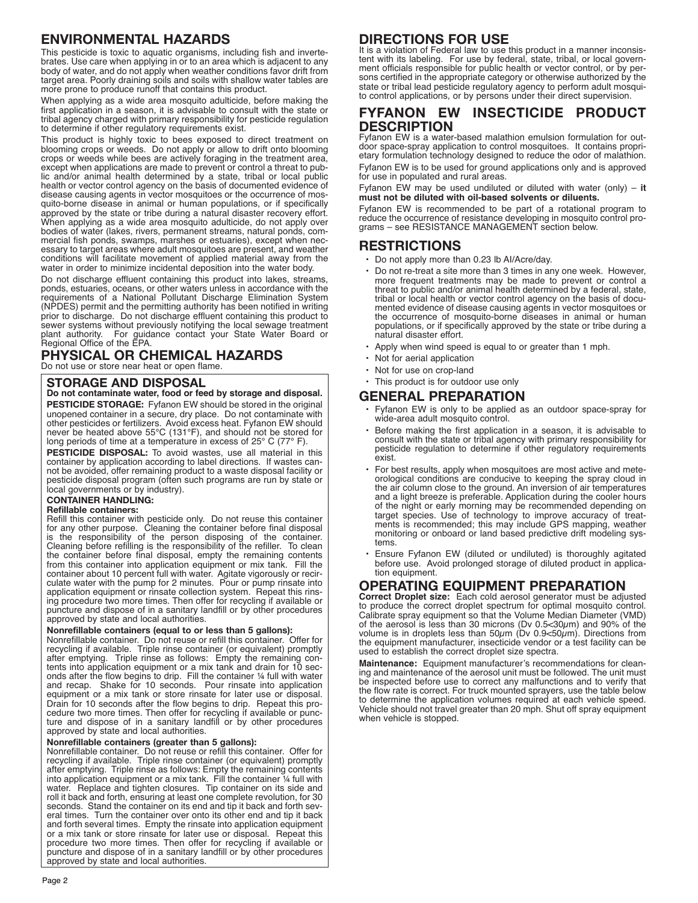## ENVIRONMENTAL HAZARDS

This pesticide is toxic to aquatic organisms, including fish and invertebrates. Use care when applying in or to an area which is adjacent to any body of water, and do not apply when weather conditions favor drift from target area. Poorly draining soils and soils with shallow water tables are more prone to produce runoff that contains this product.

When applying as a wide area mosquito adulticide, before making the first application in a season, it is advisable to consult with the state or tribal agency charged with primary responsibility for pesticide regulation to determine if other regulatory requirements exist.

This product is highly toxic to bees exposed to direct treatment on blooming crops or weeds. Do not apply or allow to drift onto blooming crops or weeds while bees are actively foraging in the treatment area, except when applications are made to prevent or control a threat to public and/or animal health determined by a state, tribal or local public health or vector control agency on the basis of documented evidence of disease causing agents in vector mosquitoes or the occurrence of mosquito-borne disease in animal or human populations, or if specifically approved by the state or tribe during a natural disaster recovery effort. When applying as a wide area mosquito adulticide, do not apply over bodies of water (lakes, rivers, permanent streams, natural ponds, commercial fish ponds, swamps, marshes or estuaries), except when necessary to target areas where adult mosquitoes are present, and weather conditions will facilitate movement of applied material away from the water in order to minimize incidental deposition into the water body.

Do not discharge effluent containing this product into lakes, streams, ponds, estuaries, oceans, or other waters unless in accordance with the requirements of a National Pollutant Discharge Elimination System (NPDES) permit and the permitting authority has been notified in writing prior to discharge. Do not discharge effluent containing this product to sewer systems without previously notifying the local sewage treatment plant authority. For guidance contact your State Water Board or Regional Office of the EPA.

## PHYSICAL OR CHEMICAL HAZARDS

Do not use or store near heat or open flame.

### STORAGE AND DISPOSAL

**Do not contaminate water, food or feed by storage and disposal.**

**PESTICIDE STORAGE:** Fyfanon EW should be stored in the original unopened container in a secure, dry place. Do not contaminate with other pesticides or fertilizers. Avoid excess heat. Fyfanon EW should never be heated above 55°C (131°F), and should not be stored for long periods of time at a temperature in excess of 25° C (77° F).

**PESTICIDE DISPOSAL:** To avoid wastes, use all material in this container by application according to label directions. If wastes cannot be avoided, offer remaining product to a waste disposal facility or pesticide disposal program (often such programs are run by state or local governments or by industry).

**CONTAINER HANDLING:**

**Refillable containers:**

Refill this container with pesticide only. Do not reuse this container for any other purpose. Cleaning the container before final disposal is the responsibility of the person disposing of the container. Cleaning before refilling is the responsibility of the refiller. To clean the container before final disposal, empty the remaining contents from this container into application equipment or mix tank. Fill the container about 10 percent full with water. Agitate vigorously or recirculate water with the pump for 2 minutes. Pour or pump rinsate into application equipment or rinsate collection system. Repeat this rinsing procedure two more times. Then offer for recycling if available or puncture and dispose of in a sanitary landfill or by other procedures approved by state and local authorities.

**Nonrefillable containers (equal to or less than 5 gallons):**

Nonrefillable container. Do not reuse or refill this container. Offer for recycling if available. Triple rinse container (or equivalent) promptly after emptying. Triple rinse as follows: Empty the remaining contents into application equipment or a mix tank and drain for 10 seconds after the flow begins to drip. Fill the container ¼ full with water and recap. Shake for 10 seconds. Pour rinsate into application equipment or a mix tank or store rinsate for later use or disposal. Drain for 10 seconds after the flow begins to drip. Repeat this procedure two more times. Then offer for recycling if available or puncture and dispose of in a sanitary landfill or by other procedures approved by state and local authorities.

**Nonrefillable containers (greater than 5 gallons):**

Nonrefillable container. Do not reuse or refill this container. Offer for recycling if available. Triple rinse container (or equivalent) promptly after emptying. Triple rinse as follows: Empty the remaining contents into application equipment or a mix tank. Fill the container ¼ full with water. Replace and tighten closures. Tip container on its side and roll it back and forth, ensuring at least one complete revolution, for 30 seconds. Stand the container on its end and tip it back and forth several times. Turn the container over onto its other end and tip it back and forth several times. Empty the rinsate into application equipment or a mix tank or store rinsate for later use or disposal. Repeat this procedure two more times. Then offer for recycling if available or puncture and dispose of in a sanitary landfill or by other procedures approved by state and local authorities.

## DIRECTIONS FOR USE

It is a violation of Federal law to use this product in a manner inconsistent with its labeling. For use by federal, state, tribal, or local government officials responsible for public health or vector control, or by persons certified in the appropriate category or otherwise authorized by the state or tribal lead pesticide regulatory agency to perform adult mosquito control applications, or by persons under their direct supervision.

## FYFANON EW INSECTICIDE PRODUCT DESCRIPTION

Fyfanon EW is a water-based malathion emulsion formulation for outdoor space-spray application to control mosquitoes. It contains proprietary formulation technology designed to reduce the odor of malathion.

Fyfanon EW is to be used for ground applications only and is approved for use in populated and rural areas.

Fyfanon EW may be used undiluted or diluted with water (only) – **it must not be diluted with oil-based solvents or diluents.**

Fyfanon EW is recommended to be part of a rotational program to reduce the occurrence of resistance developing in mosquito control programs – see RESISTANCE MANAGEMENT section below.

## RESTRICTIONS

- Do not apply more than 0.23 lb AI/Acre/day.
- Do not re-treat a site more than 3 times in any one week. However, more frequent treatments may be made to prevent or control a threat to public and/or animal health determined by a federal, state, tribal or local health or vector control agency on the basis of documented evidence of disease causing agents in vector mosquitoes or the occurrence of mosquito-borne diseases in animal or human populations, or if specifically approved by the state or tribe during a natural disaster effort.
- Apply when wind speed is equal to or greater than 1 mph.
- Not for aerial application
- Not for use on crop-land
- This product is for outdoor use only

## GENERAL PREPARATION

- Fyfanon EW is only to be applied as an outdoor space-spray for wide-area adult mosquito control.
- Before making the first application in a season, it is advisable to consult with the state or tribal agency with primary responsibility for pesticide regulation to determine if other regulatory requirements exist.
- For best results, apply when mosquitoes are most active and meteorological conditions are conducive to keeping the spray cloud in the air column close to the ground. An inversion of air temperatures and a light breeze is preferable. Application during the cooler hours of the night or early morning may be recommended depending on target species. Use of technology to improve accuracy of treatments is recommended; this may include GPS mapping, weather monitoring or onboard or land based predictive drift modeling systems.
- Ensure Fyfanon EW (diluted or undiluted) is thoroughly agitated before use. Avoid prolonged storage of diluted product in application equipment.

## OPERATING EQUIPMENT PREPARATION

**Correct Droplet size:** Each cold aerosol generator must be adjusted to produce the correct droplet spectrum for optimal mosquito control. Calibrate spray equipment so that the Volume Median Diameter (VMD) of the aerosol is less than 30 microns ($Dv\ 0.5 < 30\mu m$) and 90% of the volume is in droplets less than $50\mu m$ ($Dv\ 0.9 < 50\mu m$). Directions from the equipment manufacturer, insecticide vendor or a test facility can be used to establish the correct droplet size spectra.

**Maintenance:** Equipment manufacturer's recommendations for cleaning and maintenance of the aerosol unit must be followed. The unit must be inspected before use to correct any malfunctions and to verify that the flow rate is correct. For truck mounted sprayers, use the table below to determine the application volumes required at each vehicle speed. Vehicle should not travel greater than 20 mph. Shut off spray equipment when vehicle is stopped.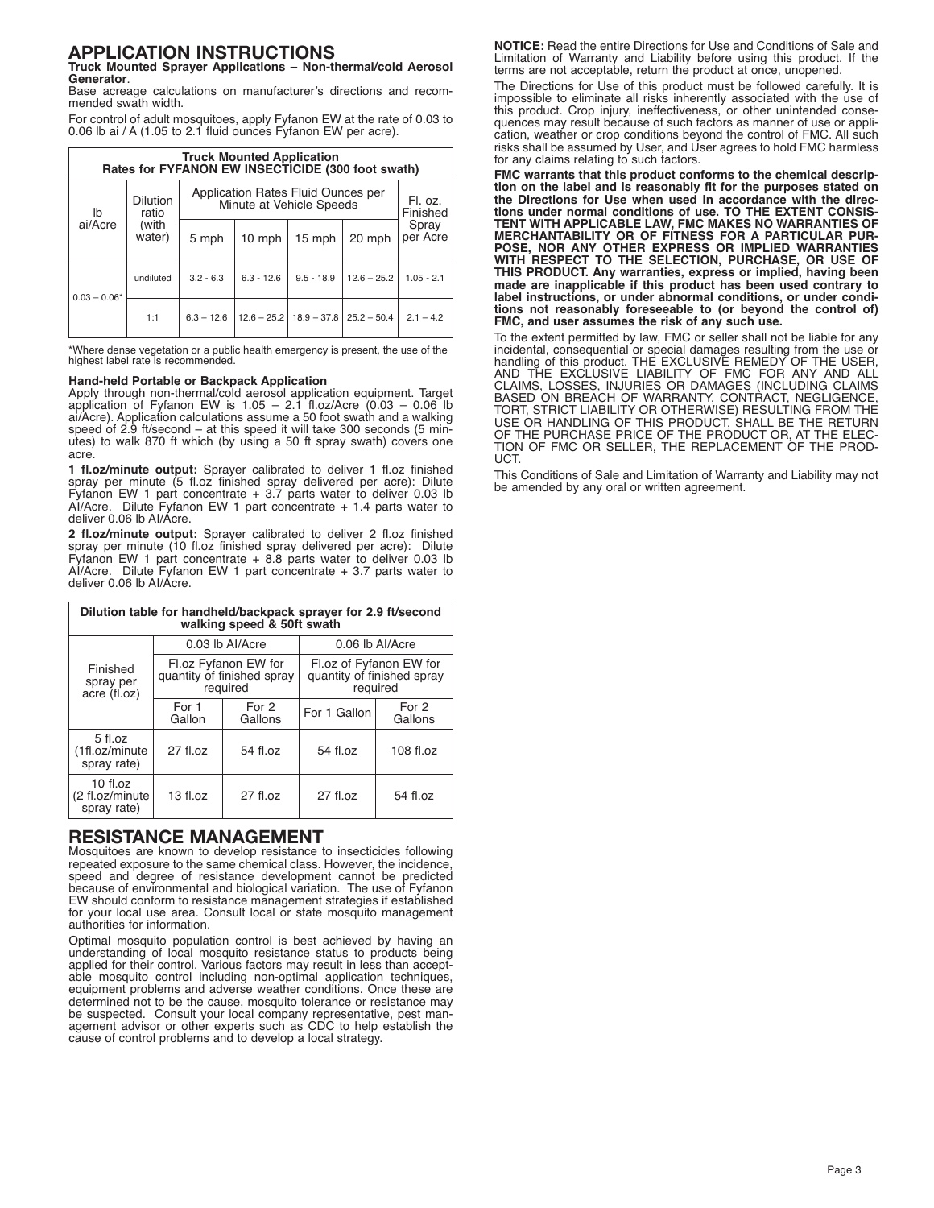## APPLICATION INSTRUCTIONS

**Truck Mounted Sprayer Applications – Non-thermal/cold Aerosol Generator**.

Base acreage calculations on manufacturer's directions and recommended swath width.

For control of adult mosquitoes, apply Fyfanon EW at the rate of 0.03 to 0.06 lb ai / A (1.05 to 2.1 fluid ounces Fyfanon EW per acre).

| Truck Mounted Application Rates for FYFANON EW INSECTICIDE (300 foot swath) | | | | | | |
|---|---|---|---|---|---|---|
| lb ai/Acre | Dilution ratio (with water) | Application Rates Fluid Ounces per Minute at Vehicle Speeds | | | | Fl. oz. Finished Spray per Acre |
| | | 5 mph | 10 mph | 15 mph | 20 mph | |
| 0.03 – 0.06* | undiluted | 3.2 - 6.3 | 6.3 - 12.6 | 9.5 - 18.9 | 12.6 – 25.2 | 1.05 - 2.1 |
| | 1:1 | 6.3 – 12.6 | 12.6 – 25.2 | 18.9 – 37.8 | 25.2 – 50.4 | 2.1 – 4.2 |

*Where dense vegetation or a public health emergency is present, the use of the highest label rate is recommended.

**Hand-held Portable or Backpack Application**

Apply through non-thermal/cold aerosol application equipment. Target application of Fyfanon EW is 1.05 – 2.1 fl.oz/Acre (0.03 – 0.06 lb ai/Acre). Application calculations assume a 50 foot swath and a walking speed of 2.9 ft/second – at this speed it will take 300 seconds (5 minutes) to walk 870 ft which (by using a 50 ft spray swath) covers one acre.

**1 fl.oz/minute output:** Sprayer calibrated to deliver 1 fl.oz finished spray per minute (5 fl.oz finished spray delivered per acre): Dilute Fyfanon EW 1 part concentrate + 3.7 parts water to deliver 0.03 lb AI/Acre. Dilute Fyfanon EW 1 part concentrate + 1.4 parts water to deliver 0.06 lb AI/Acre.

**2 fl.oz/minute output:** Sprayer calibrated to deliver 2 fl.oz finished spray per minute (10 fl.oz finished spray delivered per acre): Dilute Fyfanon EW 1 part concentrate + 8.8 parts water to deliver 0.03 lb AI/Acre. Dilute Fyfanon EW 1 part concentrate + 3.7 parts water to deliver 0.06 lb AI/Acre.

| Dilution table for handheld/backpack sprayer for 2.9 ft/second walking speed & 50ft swath | | | | |
|---|---|---|---|---|
| Finished spray per acre (fl.oz) | 0.03 lb AI/Acre | | 0.06 lb AI/Acre | |
| | Fl.oz Fyfanon EW for quantity of finished spray required | | Fl.oz of Fyfanon EW for quantity of finished spray required | |
| | For 1 Gallon | For 2 Gallons | For 1 Gallon | For 2 Gallons |
| 5 fl.oz (1fl.oz/minute spray rate) | 27 fl.oz | 54 fl.oz | 54 fl.oz | 108 fl.oz |
| 10 fl.oz (2 fl.oz/minute spray rate) | 13 fl.oz | 27 fl.oz | 27 fl.oz | 54 fl.oz |

## RESISTANCE MANAGEMENT

Mosquitoes are known to develop resistance to insecticides following repeated exposure to the same chemical class. However, the incidence, speed and degree of resistance development cannot be predicted because of environmental and biological variation. The use of Fyfanon EW should conform to resistance management strategies if established for your local use area. Consult local or state mosquito management authorities for information.

Optimal mosquito population control is best achieved by having an understanding of local mosquito resistance status to products being applied for their control. Various factors may result in less than acceptable mosquito control including non-optimal application techniques, equipment problems and adverse weather conditions. Once these are determined not to be the cause, mosquito tolerance or resistance may be suspected. Consult your local company representative, pest management advisor or other experts such as CDC to help establish the cause of control problems and to develop a local strategy.

**NOTICE:** Read the entire Directions for Use and Conditions of Sale and Limitation of Warranty and Liability before using this product. If the terms are not acceptable, return the product at once, unopened.

The Directions for Use of this product must be followed carefully. It is impossible to eliminate all risks inherently associated with the use of this product. Crop injury, ineffectiveness, or other unintended consequences may result because of such factors as manner of use or application, weather or crop conditions beyond the control of FMC. All such risks shall be assumed by User, and User agrees to hold FMC harmless for any claims relating to such factors.

**FMC warrants that this product conforms to the chemical description on the label and is reasonably fit for the purposes stated on the Directions for Use when used in accordance with the directions under normal conditions of use. TO THE EXTENT CONSISTENT WITH APPLICABLE LAW, FMC MAKES NO WARRANTIES OF MERCHANTABILITY OR OF FITNESS FOR A PARTICULAR PURPOSE, NOR ANY OTHER EXPRESS OR IMPLIED WARRANTIES WITH RESPECT TO THE SELECTION, PURCHASE, OR USE OF THIS PRODUCT. Any warranties, express or implied, having been made are inapplicable if this product has been used contrary to label instructions, or under abnormal conditions, or under conditions not reasonably foreseeable to (or beyond the control of) FMC, and user assumes the risk of any such use.**

To the extent permitted by law, FMC or seller shall not be liable for any incidental, consequential or special damages resulting from the use or handling of this product. THE EXCLUSIVE REMEDY OF THE USER, AND THE EXCLUSIVE LIABILITY OF FMC FOR ANY AND ALL CLAIMS, LOSSES, INJURIES OR DAMAGES (INCLUDING CLAIMS BASED ON BREACH OF WARRANTY, CONTRACT, NEGLIGENCE, TORT, STRICT LIABILITY OR OTHERWISE) RESULTING FROM THE USE OR HANDLING OF THIS PRODUCT, SHALL BE THE RETURN OF THE PURCHASE PRICE OF THE PRODUCT OR, AT THE ELECTION OF FMC OR SELLER, THE REPLACEMENT OF THE PRODUCT.

This Conditions of Sale and Limitation of Warranty and Liability may not be amended by any oral or written agreement.